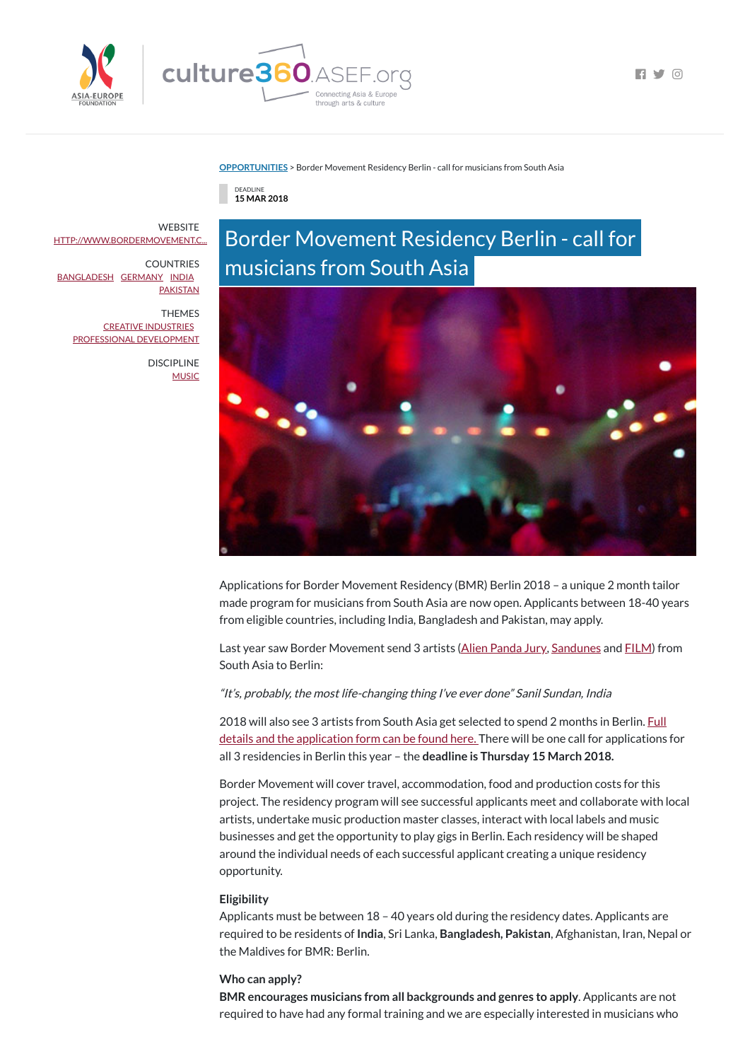OPPORTUNITIES > Border Movement Residency Berlin - call for musicians from South Asia

DEADLINE
15 MAR 2018

# Border Movement Residency Berlin - call for musicians from South Asia

WEBSITE
HTTP://WWW.BORDERMOVEMENT.C...

COUNTRIES
BANGLADESH GERMANY INDIA PAKISTAN

THEMES
CREATIVE INDUSTRIES
PROFESSIONAL DEVELOPMENT

DISCIPLINE
MUSIC

Applications for Border Movement Residency (BMR) Berlin 2018 – a unique 2 month tailor made program for musicians from South Asia are now open. Applicants between 18-40 years from eligible countries, including India, Bangladesh and Pakistan, may apply.

Last year saw Border Movement send 3 artists (Alien Panda Jury, Sandunes and FILM) from South Asia to Berlin:

*"It's, probably, the most life-changing thing I've ever done" Sanil Sundan, India*

2018 will also see 3 artists from South Asia get selected to spend 2 months in Berlin. Full details and the application form can be found here. There will be one call for applications for all 3 residencies in Berlin this year – the **deadline is Thursday 15 March 2018.**

Border Movement will cover travel, accommodation, food and production costs for this project. The residency program will see successful applicants meet and collaborate with local artists, undertake music production master classes, interact with local labels and music businesses and get the opportunity to play gigs in Berlin. Each residency will be shaped around the individual needs of each successful applicant creating a unique residency opportunity.

**Eligibility**
Applicants must be between 18 – 40 years old during the residency dates. Applicants are required to be residents of **India**, Sri Lanka, **Bangladesh, Pakistan**, Afghanistan, Iran, Nepal or the Maldives for BMR: Berlin.

**Who can apply?**
**BMR encourages musicians from all backgrounds and genres to apply**. Applicants are not required to have had any formal training and we are especially interested in musicians who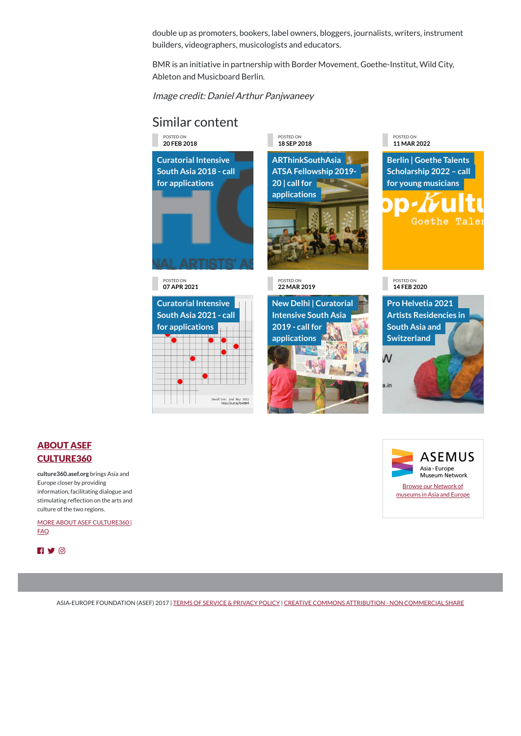double up as promoters, bookers, label owners, bloggers, journalists, writers, instrument builders, videographers, musicologists and educators.

BMR is an initiative in partnership with Border Movement, Goethe-Institut, Wild City, Ableton and Musicboard Berlin.

*Image credit: Daniel Arthur Panjwaneey*

## Similar content

POSTED ON
**20 FEB 2018**

Curatorial Intensive South Asia 2018 - call for applications

POSTED ON
**18 SEP 2018**

ARThinkSouthAsia ATSA Fellowship 2019-20 | call for applications

POSTED ON
**11 MAR 2022**

Berlin | Goethe Talents Scholarship 2022 – call for young musicians

POSTED ON
**07 APR 2021**

Curatorial Intensive South Asia 2021 - call for applications

POSTED ON
**22 MAR 2019**

New Delhi | Curatorial Intensive South Asia 2019 - call for applications

POSTED ON
**14 FEB 2020**

Pro Helvetia 2021 Artists Residencies in South Asia and Switzerland

## ABOUT ASEF CULTURE360

**culture360.asef.org** brings Asia and Europe closer by providing information, facilitating dialogue and stimulating reflection on the arts and culture of the two regions.

MORE ABOUT ASEF CULTURE360 | FAQ

ASEMUS
Asia - Europe
Museum Network

Browse our Network of museums in Asia and Europe

ASIA-EUROPE FOUNDATION (ASEF) 2017 | TERMS OF SERVICE & PRIVACY POLICY | CREATIVE COMMONS ATTRIBUTION - NON COMMERCIAL SHARE